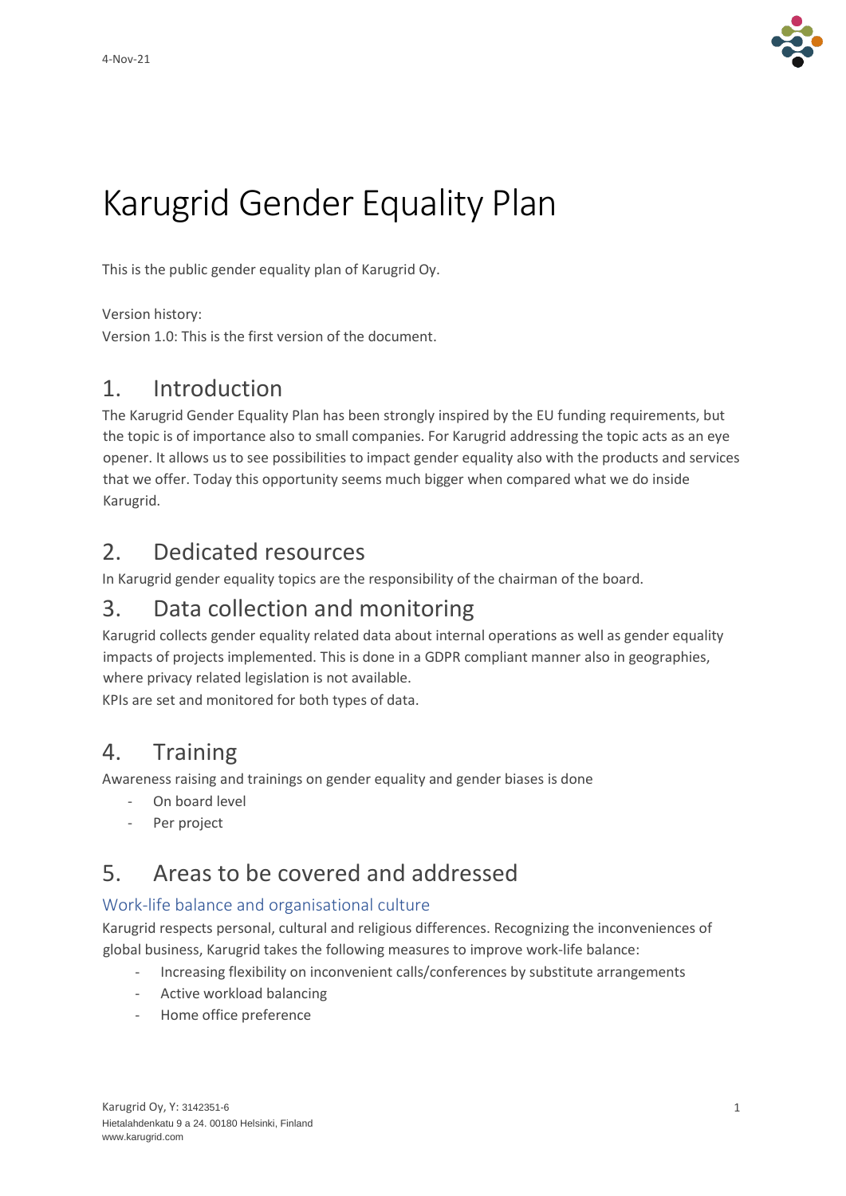4-Nov-21

# Karugrid Gender Equality Plan

This is the public gender equality plan of Karugrid Oy.

Version history:
Version 1.0: This is the first version of the document.

## 1. Introduction

The Karugrid Gender Equality Plan has been strongly inspired by the EU funding requirements, but the topic is of importance also to small companies. For Karugrid addressing the topic acts as an eye opener. It allows us to see possibilities to impact gender equality also with the products and services that we offer. Today this opportunity seems much bigger when compared what we do inside Karugrid.

## 2. Dedicated resources

In Karugrid gender equality topics are the responsibility of the chairman of the board.

## 3. Data collection and monitoring

Karugrid collects gender equality related data about internal operations as well as gender equality impacts of projects implemented. This is done in a GDPR compliant manner also in geographies, where privacy related legislation is not available.
KPIs are set and monitored for both types of data.

## 4. Training

Awareness raising and trainings on gender equality and gender biases is done

- On board level
- Per project

## 5. Areas to be covered and addressed

### Work-life balance and organisational culture

Karugrid respects personal, cultural and religious differences. Recognizing the inconveniences of global business, Karugrid takes the following measures to improve work-life balance:

- Increasing flexibility on inconvenient calls/conferences by substitute arrangements
- Active workload balancing
- Home office preference

Karugrid Oy, Y: 3142351-6
Hietalahdenkatu 9 a 24. 00180 Helsinki, Finland
www.karugrid.com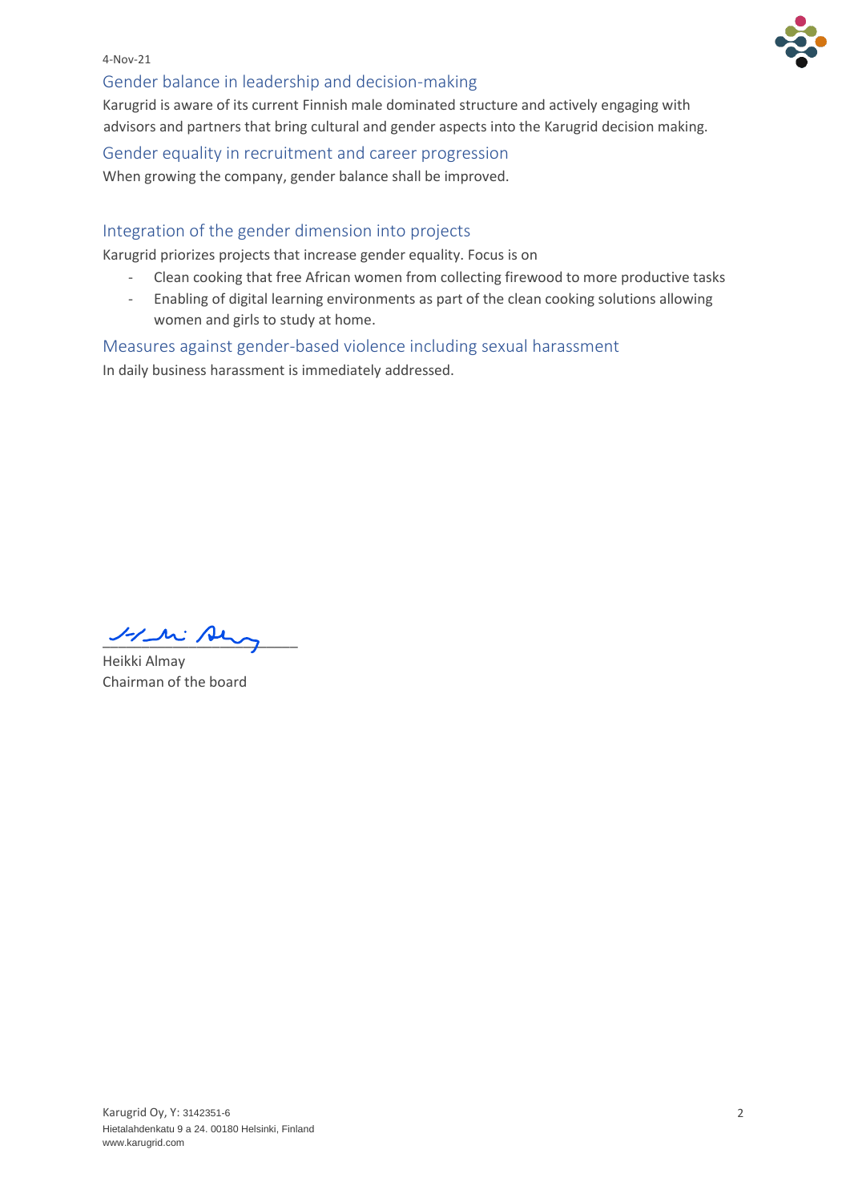4-Nov-21

## Gender balance in leadership and decision-making

Karugrid is aware of its current Finnish male dominated structure and actively engaging with advisors and partners that bring cultural and gender aspects into the Karugrid decision making.

## Gender equality in recruitment and career progression

When growing the company, gender balance shall be improved.

## Integration of the gender dimension into projects

Karugrid priorizes projects that increase gender equality. Focus is on

- Clean cooking that free African women from collecting firewood to more productive tasks
- Enabling of digital learning environments as part of the clean cooking solutions allowing women and girls to study at home.

## Measures against gender-based violence including sexual harassment

In daily business harassment is immediately addressed.

Heikki Almay
Chairman of the board

Karugrid Oy, Y: 3142351-6
Hietalahdenkatu 9 a 24. 00180 Helsinki, Finland
www.karugrid.com